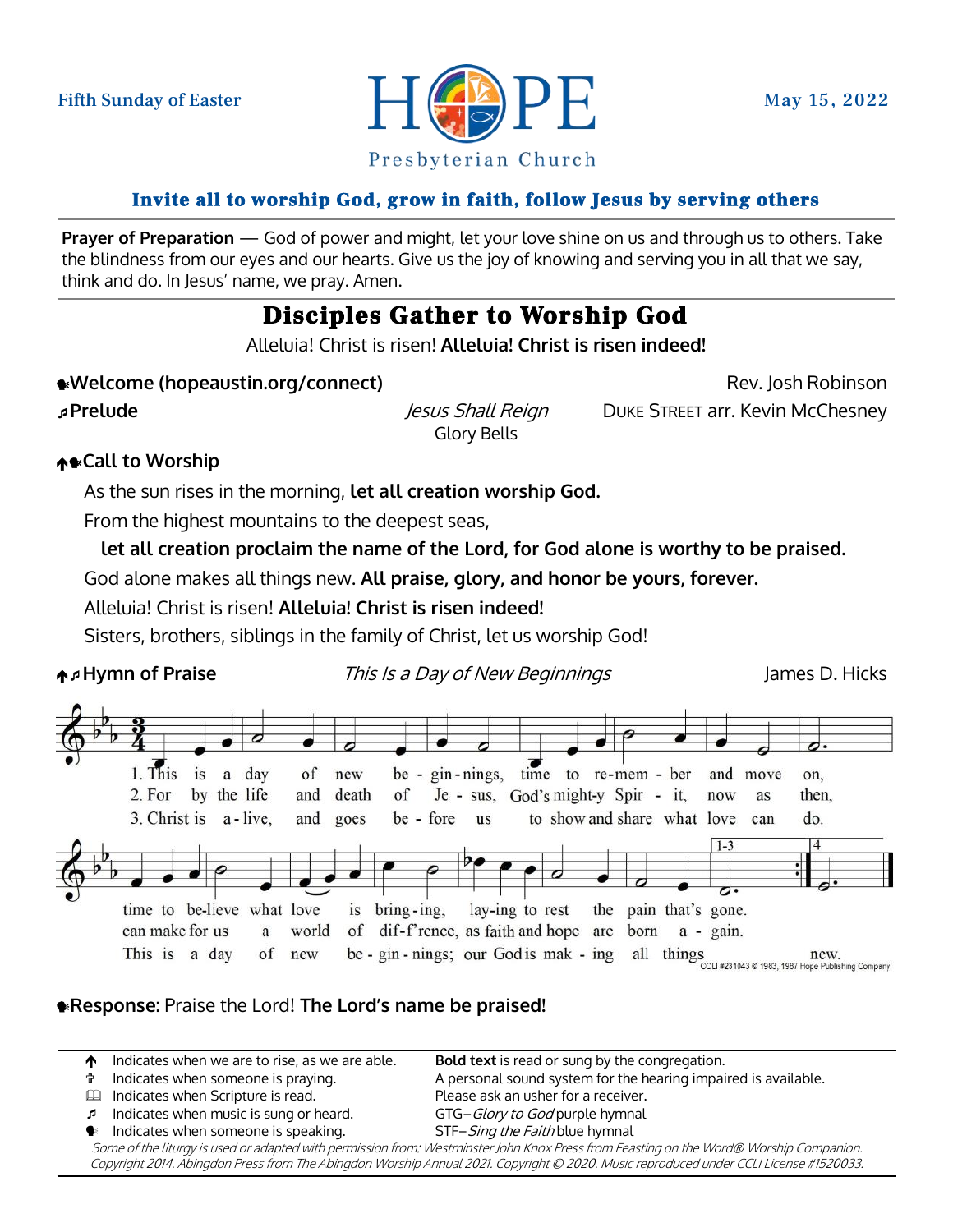Fifth Sunday of Easter

# HOPE Presbyterian Church

May 15, 2022

**Invite all to worship God, grow in faith, follow Jesus by serving others**

**Prayer of Preparation** — God of power and might, let your love shine on us and through us to others. Take the blindness from our eyes and our hearts. Give us the joy of knowing and serving you in all that we say, think and do. In Jesus' name, we pray. Amen.

## Disciples Gather to Worship God

Alleluia! Christ is risen! **Alleluia! Christ is risen indeed!**

**Welcome (hopeaustin.org/connect)** — Rev. Josh Robinson

**Prelude** — *Jesus Shall Reign* — DUKE STREET arr. Kevin McChesney
Glory Bells

**Call to Worship**

As the sun rises in the morning, **let all creation worship God.**

From the highest mountains to the deepest seas,

**let all creation proclaim the name of the Lord, for God alone is worthy to be praised.**

God alone makes all things new. **All praise, glory, and honor be yours, forever.**

Alleluia! Christ is risen! **Alleluia! Christ is risen indeed!**

Sisters, brothers, siblings in the family of Christ, let us worship God!

**Hymn of Praise** — *This Is a Day of New Beginnings* — James D. Hicks

1. This is a day of new be-gin-nings, time to re-mem-ber and move on, time to be-lieve what love is bring-ing, lay-ing to rest the pain that's gone.
2. For by the life and death of Je-sus, God's might-y Spir-it, now as then, can make for us a world of dif-f'rence, as faith and hope are born a-gain.
3. Christ is a-live, and goes be-fore us to show and share what love can do. This is a day of new be-gin-nings; our God is mak-ing all things new.

CCLI #231043 © 1963, 1987 Hope Publishing Company

**Response:** Praise the Lord! **The Lord's name be praised!**

---

Indicates when we are to rise, as we are able.
Indicates when someone is praying.
Indicates when Scripture is read.
Indicates when music is sung or heard.
Indicates when someone is speaking.

**Bold text** is read or sung by the congregation.
A personal sound system for the hearing impaired is available. Please ask an usher for a receiver.
GTG–*Glory to God* purple hymnal
STF–*Sing the Faith* blue hymnal

*Some of the liturgy is used or adapted with permission from: Westminster John Knox Press from Feasting on the Word® Worship Companion. Copyright 2014. Abingdon Press from The Abingdon Worship Annual 2021. Copyright © 2020. Music reproduced under CCLI License #1520033.*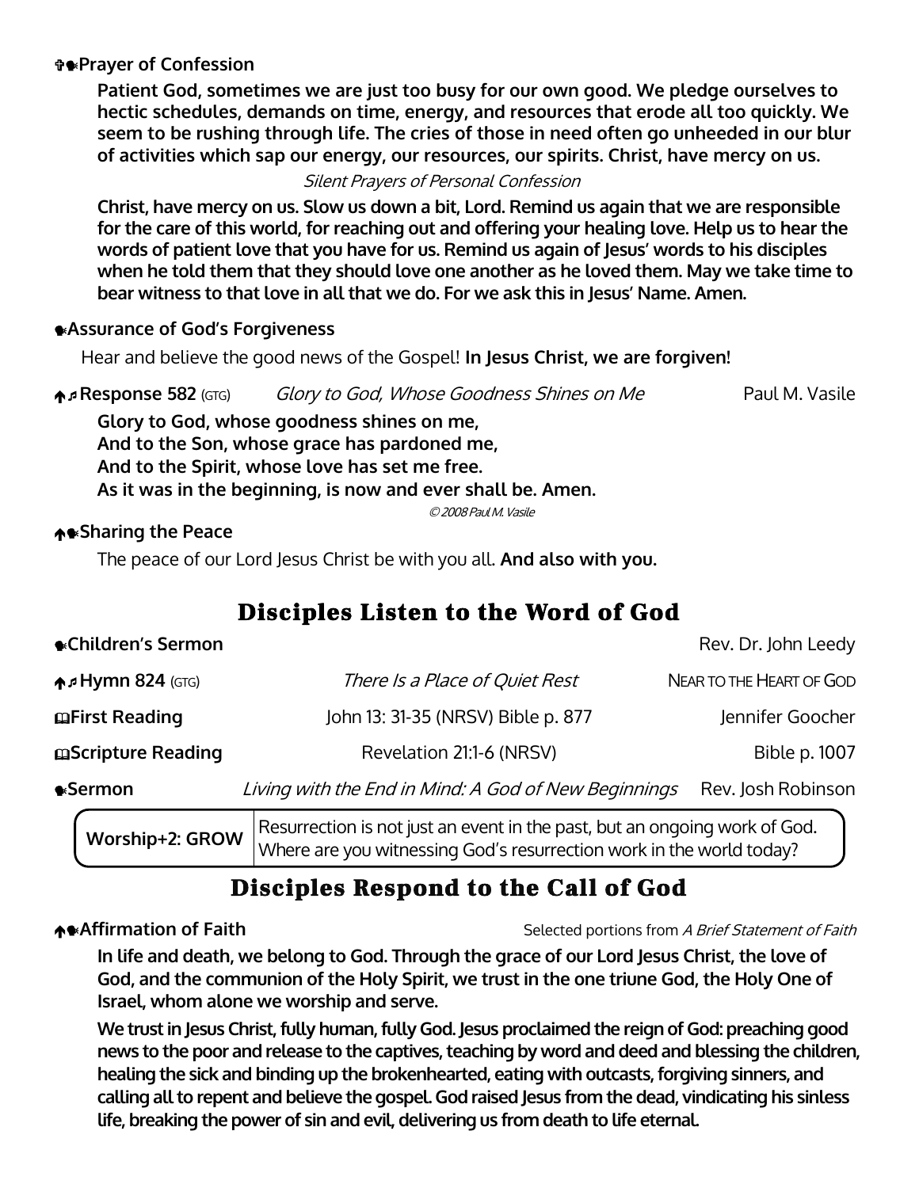**✞❦Prayer of Confession**

**Patient God, sometimes we are just too busy for our own good. We pledge ourselves to hectic schedules, demands on time, energy, and resources that erode all too quickly. We seem to be rushing through life. The cries of those in need often go unheeded in our blur of activities which sap our energy, our resources, our spirits. Christ, have mercy on us.**

*Silent Prayers of Personal Confession*

**Christ, have mercy on us. Slow us down a bit, Lord. Remind us again that we are responsible for the care of this world, for reaching out and offering your healing love. Help us to hear the words of patient love that you have for us. Remind us again of Jesus' words to his disciples when he told them that they should love one another as he loved them. May we take time to bear witness to that love in all that we do. For we ask this in Jesus' Name. Amen.**

**❦Assurance of God's Forgiveness**

Hear and believe the good news of the Gospel! **In Jesus Christ, we are forgiven!**

**↑♬Response 582** (GTG) *Glory to God, Whose Goodness Shines on Me* Paul M. Vasile

**Glory to God, whose goodness shines on me,**
**And to the Son, whose grace has pardoned me,**
**And to the Spirit, whose love has set me free.**
**As it was in the beginning, is now and ever shall be. Amen.**

*© 2008 Paul M. Vasile*

**↑❦Sharing the Peace**

The peace of our Lord Jesus Christ be with you all. **And also with you.**

## Disciples Listen to the Word of God

**❦Children's Sermon** Rev. Dr. John Leedy

**↑♬Hymn 824** (GTG) *There Is a Place of Quiet Rest* NEAR TO THE HEART OF GOD

**📖First Reading** John 13: 31-35 (NRSV) Bible p. 877 Jennifer Goocher

**📖Scripture Reading** Revelation 21:1-6 (NRSV) Bible p. 1007

**❦Sermon** *Living with the End in Mind: A God of New Beginnings* Rev. Josh Robinson

**Worship+2: GROW** — Resurrection is not just an event in the past, but an ongoing work of God. Where are you witnessing God's resurrection work in the world today?

## Disciples Respond to the Call of God

**↑❦Affirmation of Faith** Selected portions from *A Brief Statement of Faith*

**In life and death, we belong to God. Through the grace of our Lord Jesus Christ, the love of God, and the communion of the Holy Spirit, we trust in the one triune God, the Holy One of Israel, whom alone we worship and serve.**

**We trust in Jesus Christ, fully human, fully God. Jesus proclaimed the reign of God: preaching good news to the poor and release to the captives, teaching by word and deed and blessing the children, healing the sick and binding up the brokenhearted, eating with outcasts, forgiving sinners, and calling all to repent and believe the gospel. God raised Jesus from the dead, vindicating his sinless life, breaking the power of sin and evil, delivering us from death to life eternal.**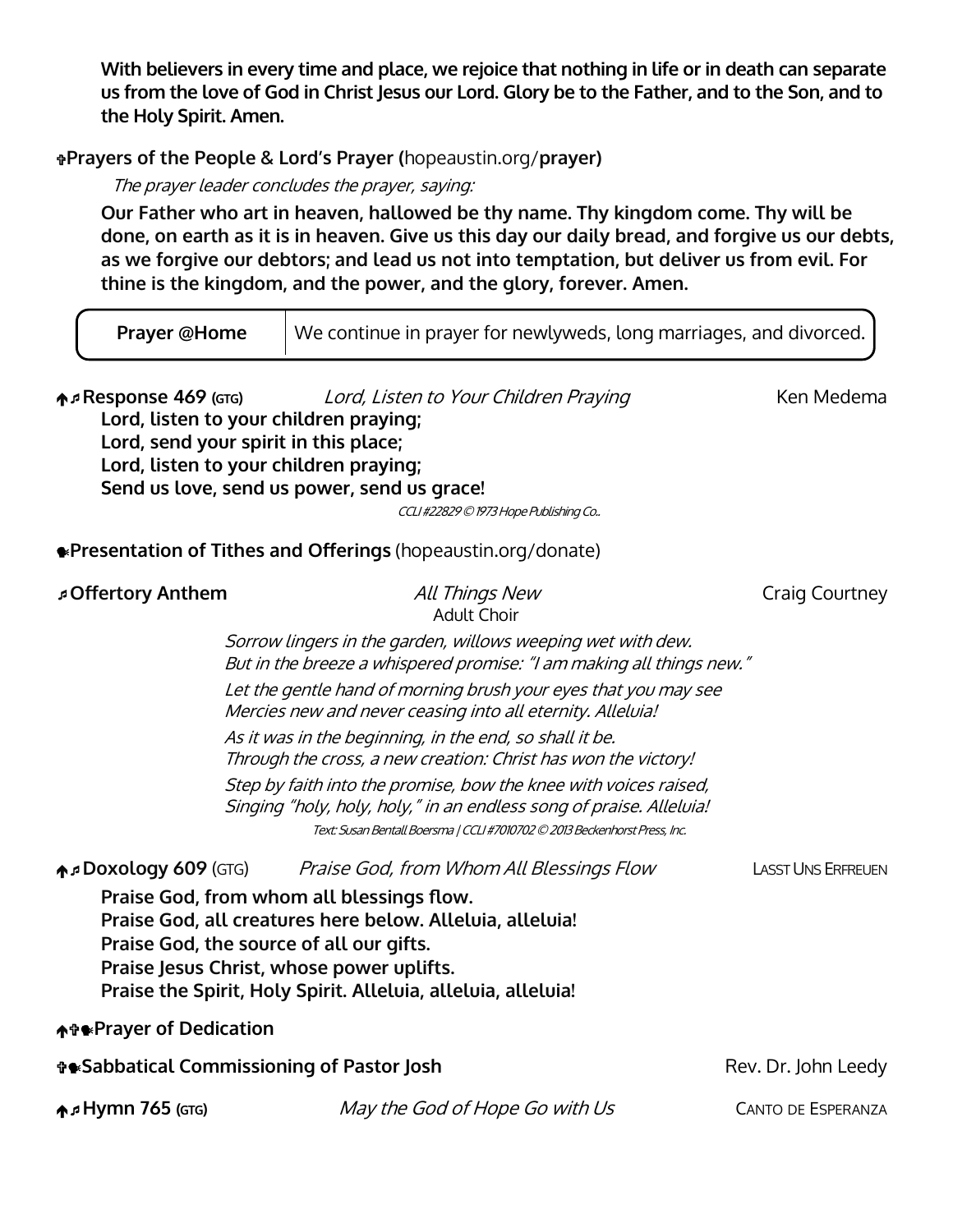**With believers in every time and place, we rejoice that nothing in life or in death can separate us from the love of God in Christ Jesus our Lord. Glory be to the Father, and to the Son, and to the Holy Spirit. Amen.**

✟**Prayers of the People & Lord's Prayer (**hopeaustin.org/**prayer)**

*The prayer leader concludes the prayer, saying:*

**Our Father who art in heaven, hallowed be thy name. Thy kingdom come. Thy will be done, on earth as it is in heaven. Give us this day our daily bread, and forgive us our debts, as we forgive our debtors; and lead us not into temptation, but deliver us from evil. For thine is the kingdom, and the power, and the glory, forever. Amen.**

| **Prayer @Home** | We continue in prayer for newlyweds, long marriages, and divorced. |
| --- | --- |

↑♬**Response 469 (GTG)** *Lord, Listen to Your Children Praying* Ken Medema

**Lord, listen to your children praying;**
**Lord, send your spirit in this place;**
**Lord, listen to your children praying;**
**Send us love, send us power, send us grace!**

*CCLI #22829 © 1973 Hope Publishing Co..*

**Presentation of Tithes and Offerings** (hopeaustin.org/donate)

♬**Offertory Anthem** *All Things New* Craig Courtney

Adult Choir

*Sorrow lingers in the garden, willows weeping wet with dew.*
*But in the breeze a whispered promise: "I am making all things new."*

*Let the gentle hand of morning brush your eyes that you may see*
*Mercies new and never ceasing into all eternity. Alleluia!*

*As it was in the beginning, in the end, so shall it be.*
*Through the cross, a new creation: Christ has won the victory!*

*Step by faith into the promise, bow the knee with voices raised,*
*Singing "holy, holy, holy," in an endless song of praise. Alleluia!*

*Text: Susan Bentall Boersma | CCLI #7010702 © 2013 Beckenhorst Press, Inc.*

↑♬**Doxology 609** (GTG) *Praise God, from Whom All Blessings Flow* LASST UNS ERFREUEN

**Praise God, from whom all blessings flow.**
**Praise God, all creatures here below. Alleluia, alleluia!**
**Praise God, the source of all our gifts.**
**Praise Jesus Christ, whose power uplifts.**
**Praise the Spirit, Holy Spirit. Alleluia, alleluia, alleluia!**

↑✟**Prayer of Dedication**

✟**Sabbatical Commissioning of Pastor Josh** Rev. Dr. John Leedy

↑♬**Hymn 765 (GTG)** *May the God of Hope Go with Us* CANTO DE ESPERANZA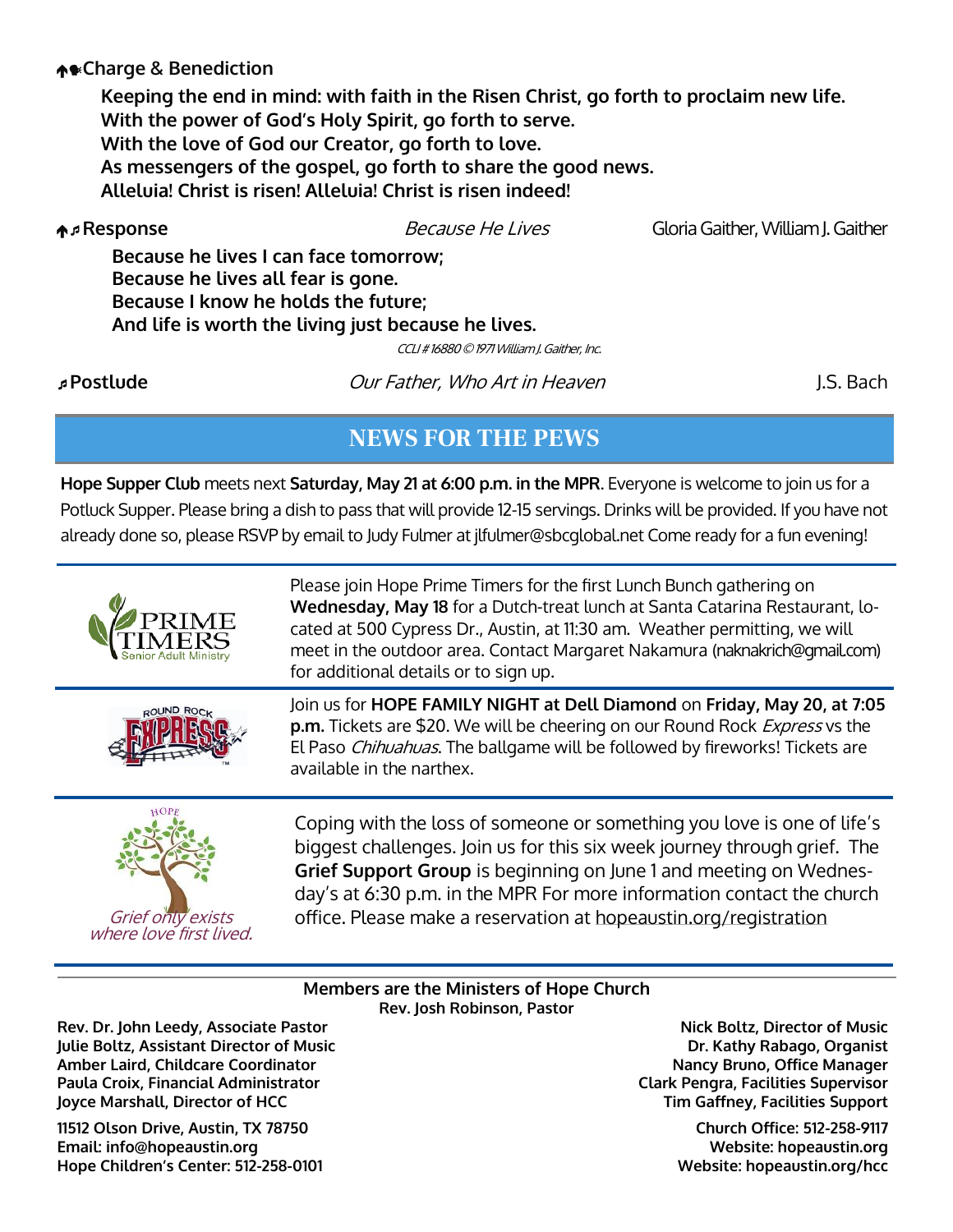**Charge & Benediction**

**Keeping the end in mind: with faith in the Risen Christ, go forth to proclaim new life.**
**With the power of God's Holy Spirit, go forth to serve.**
**With the love of God our Creator, go forth to love.**
**As messengers of the gospel, go forth to share the good news.**
**Alleluia! Christ is risen! Alleluia! Christ is risen indeed!**

**Response** *Because He Lives* Gloria Gaither, William J. Gaither

**Because he lives I can face tomorrow;**
**Because he lives all fear is gone.**
**Because I know he holds the future;**
**And life is worth the living just because he lives.**

*CCLI # 16880 © 1971 William J. Gaither, Inc.*

**Postlude** *Our Father, Who Art in Heaven* J.S. Bach

## NEWS FOR THE PEWS

**Hope Supper Club** meets next **Saturday, May 21 at 6:00 p.m. in the MPR**. Everyone is welcome to join us for a Potluck Supper. Please bring a dish to pass that will provide 12-15 servings. Drinks will be provided. If you have not already done so, please RSVP by email to Judy Fulmer at jlfulmer@sbcglobal.net Come ready for a fun evening!

PRIME TIMERS Senior Adult Ministry

Please join Hope Prime Timers for the first Lunch Bunch gathering on **Wednesday, May 18** for a Dutch-treat lunch at Santa Catarina Restaurant, located at 500 Cypress Dr., Austin, at 11:30 am. Weather permitting, we will meet in the outdoor area. Contact Margaret Nakamura (naknakrich@gmail.com) for additional details or to sign up.

Join us for **HOPE FAMILY NIGHT at Dell Diamond** on **Friday, May 20, at 7:05 p.m.** Tickets are $20. We will be cheering on our Round Rock *Express* vs the El Paso *Chihuahuas*. The ballgame will be followed by fireworks! Tickets are available in the narthex.

*Grief only exists where love first lived.*

Coping with the loss of someone or something you love is one of life's biggest challenges. Join us for this six week journey through grief. The **Grief Support Group** is beginning on June 1 and meeting on Wednesday's at 6:30 p.m. in the MPR For more information contact the church office. Please make a reservation at hopeaustin.org/registration

**Members are the Ministers of Hope Church**
**Rev. Josh Robinson, Pastor**

**Rev. Dr. John Leedy, Associate Pastor**
**Julie Boltz, Assistant Director of Music**
**Amber Laird, Childcare Coordinator**
**Paula Croix, Financial Administrator**
**Joyce Marshall, Director of HCC**

**Nick Boltz, Director of Music**
**Dr. Kathy Rabago, Organist**
**Nancy Bruno, Office Manager**
**Clark Pengra, Facilities Supervisor**
**Tim Gaffney, Facilities Support**

**11512 Olson Drive, Austin, TX 78750**
**Email: info@hopeaustin.org**
**Hope Children's Center: 512-258-0101**

**Church Office: 512-258-9117**
**Website: hopeaustin.org**
**Website: hopeaustin.org/hcc**